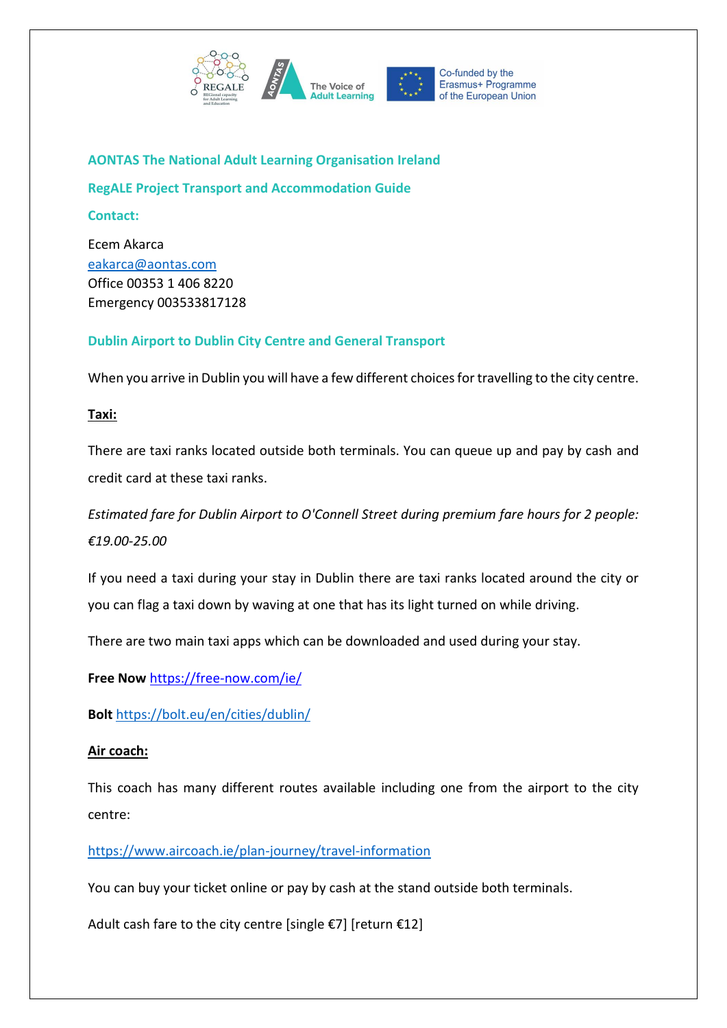## AONTAS The National Adult Learning Organisation Ireland

## RegALE Project Transport and Accommodation Guide

### Contact:

Ecem Akarca
eakarca@aontas.com
Office 00353 1 406 8220
Emergency 003533817128

### Dublin Airport to Dublin City Centre and General Transport

When you arrive in Dublin you will have a few different choices for travelling to the city centre.

**Taxi:**

There are taxi ranks located outside both terminals. You can queue up and pay by cash and credit card at these taxi ranks.

*Estimated fare for Dublin Airport to O'Connell Street during premium fare hours for 2 people: €19.00-25.00*

If you need a taxi during your stay in Dublin there are taxi ranks located around the city or you can flag a taxi down by waving at one that has its light turned on while driving.

There are two main taxi apps which can be downloaded and used during your stay.

**Free Now** https://free-now.com/ie/

**Bolt** https://bolt.eu/en/cities/dublin/

**Air coach:**

This coach has many different routes available including one from the airport to the city centre:

https://www.aircoach.ie/plan-journey/travel-information

You can buy your ticket online or pay by cash at the stand outside both terminals.

Adult cash fare to the city centre [single €7] [return €12]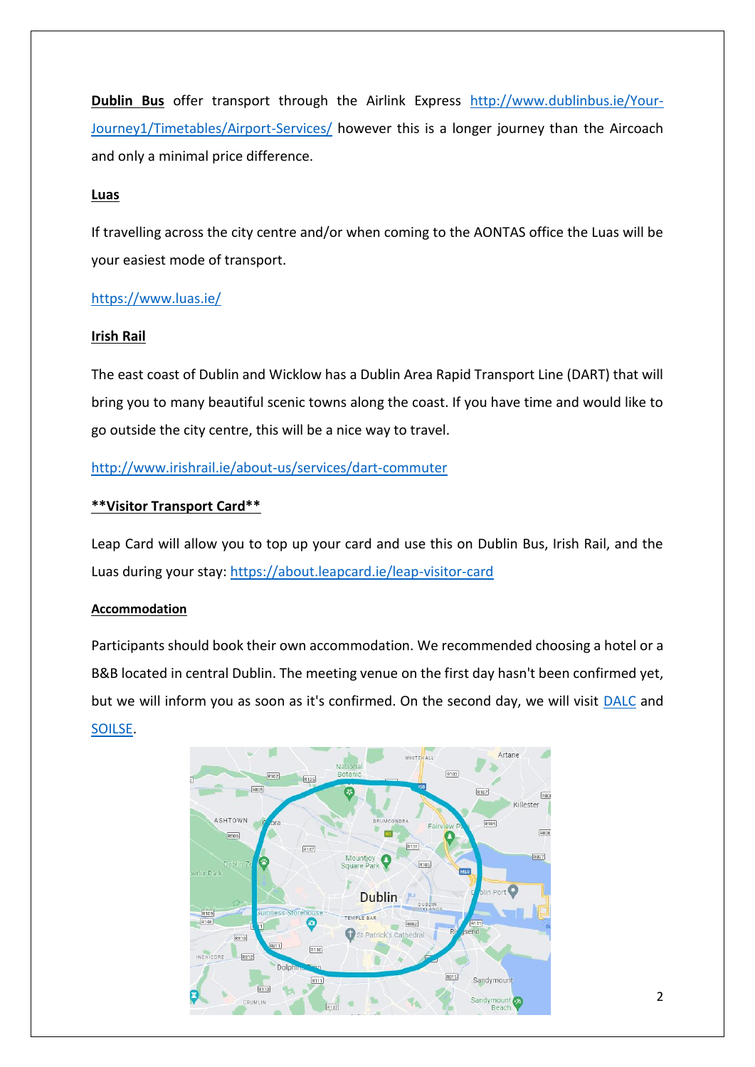**Dublin Bus** offer transport through the Airlink Express [http://www.dublinbus.ie/Your-Journey1/Timetables/Airport-Services/](http://www.dublinbus.ie/Your-Journey1/Timetables/Airport-Services/) however this is a longer journey than the Aircoach and only a minimal price difference.

**Luas**

If travelling across the city centre and/or when coming to the AONTAS office the Luas will be your easiest mode of transport.

[https://www.luas.ie/](https://www.luas.ie/)

**Irish Rail**

The east coast of Dublin and Wicklow has a Dublin Area Rapid Transport Line (DART) that will bring you to many beautiful scenic towns along the coast. If you have time and would like to go outside the city centre, this will be a nice way to travel.

[http://www.irishrail.ie/about-us/services/dart-commuter](http://www.irishrail.ie/about-us/services/dart-commuter)

****Visitor Transport Card****

Leap Card will allow you to top up your card and use this on Dublin Bus, Irish Rail, and the Luas during your stay: [https://about.leapcard.ie/leap-visitor-card](https://about.leapcard.ie/leap-visitor-card)

**Accommodation**

Participants should book their own accommodation. We recommended choosing a hotel or a B&B located in central Dublin. The meeting venue on the first day hasn't been confirmed yet, but we will inform you as soon as it's confirmed. On the second day, we will visit DALC and SOILSE.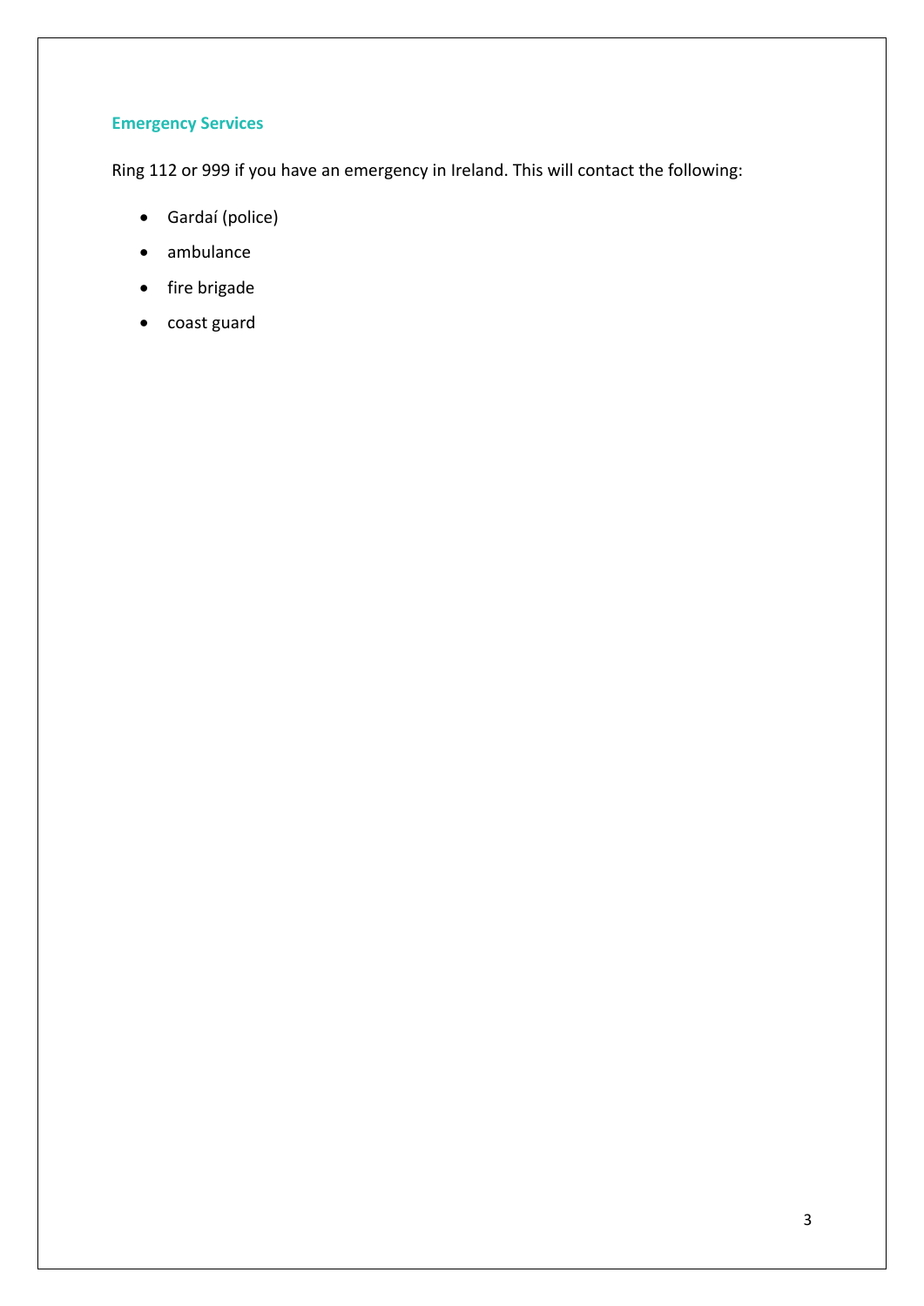## Emergency Services

Ring 112 or 999 if you have an emergency in Ireland. This will contact the following:

- Gardaí (police)
- ambulance
- fire brigade
- coast guard